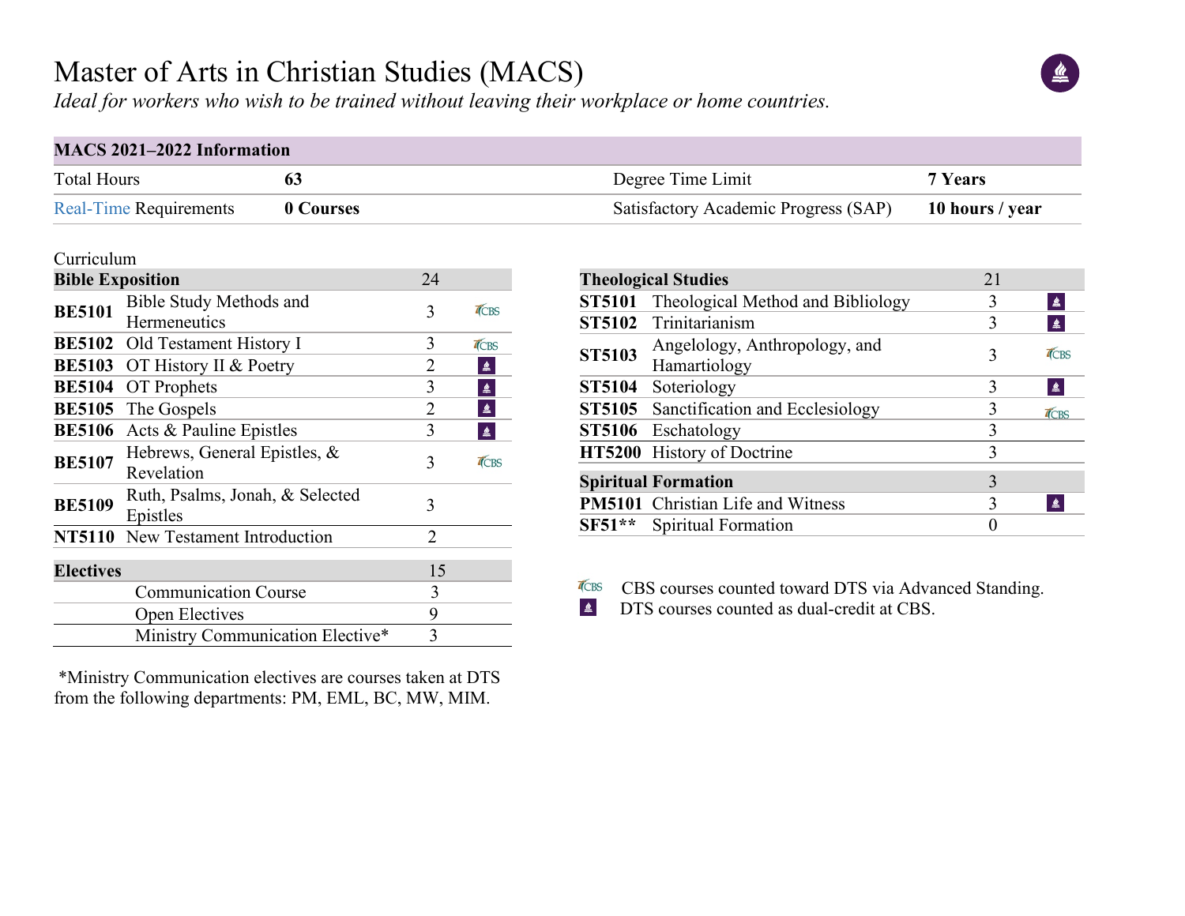# Master of Arts in Christian Studies (MACS)

*Ideal for workers who wish to be trained without leaving their workplace or home countries.*

| MACS 2021–2022 Information | | | |
|---|---|---|---|
| Total Hours | **63** | Degree Time Limit | **7 Years** |
| Real-Time Requirements | **0 Courses** | Satisfactory Academic Progress (SAP) | **10 hours / year** |

Curriculum

| **Bible Exposition** | | 24 | |
|---|---|---|---|
| **BE5101** | Bible Study Methods and Hermeneutics | 3 | CBS |
| **BE5102** | Old Testament History I | 3 | CBS |
| **BE5103** | OT History II & Poetry | 2 | DTS |
| **BE5104** | OT Prophets | 3 | DTS |
| **BE5105** | The Gospels | 2 | DTS |
| **BE5106** | Acts & Pauline Epistles | 3 | DTS |
| **BE5107** | Hebrews, General Epistles, & Revelation | 3 | CBS |
| **BE5109** | Ruth, Psalms, Jonah, & Selected Epistles | 3 | |
| **NT5110** | New Testament Introduction | 2 | |

| **Electives** | 15 |
|---|---|
| Communication Course | 3 |
| Open Electives | 9 |
| Ministry Communication Elective* | 3 |

*Ministry Communication electives are courses taken at DTS from the following departments: PM, EML, BC, MW, MIM.

| **Theological Studies** | | 21 | |
|---|---|---|---|
| **ST5101** | Theological Method and Bibliology | 3 | DTS |
| **ST5102** | Trinitarianism | 3 | DTS |
| **ST5103** | Angelology, Anthropology, and Hamartiology | 3 | CBS |
| **ST5104** | Soteriology | 3 | DTS |
| **ST5105** | Sanctification and Ecclesiology | 3 | CBS |
| **ST5106** | Eschatology | 3 | |
| **HT5200** | History of Doctrine | 3 | |

| **Spiritual Formation** | | 3 | |
|---|---|---|---|
| **PM5101** | Christian Life and Witness | 3 | DTS |
| **SF51**** | Spiritual Formation | 0 | |

CBS — CBS courses counted toward DTS via Advanced Standing.
DTS — DTS courses counted as dual-credit at CBS.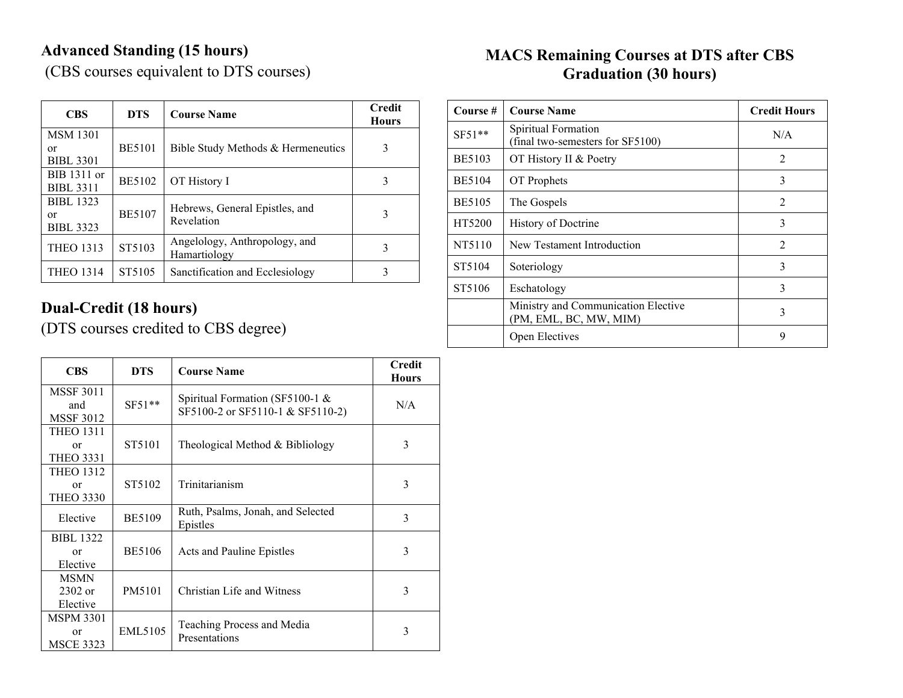## Advanced Standing (15 hours)

(CBS courses equivalent to DTS courses)

| CBS | DTS | Course Name | Credit Hours |
|---|---|---|---|
| MSM 1301 or BIBL 3301 | BE5101 | Bible Study Methods & Hermeneutics | 3 |
| BIB 1311 or BIBL 3311 | BE5102 | OT History I | 3 |
| BIBL 1323 or BIBL 3323 | BE5107 | Hebrews, General Epistles, and Revelation | 3 |
| THEO 1313 | ST5103 | Angelology, Anthropology, and Hamartiology | 3 |
| THEO 1314 | ST5105 | Sanctification and Ecclesiology | 3 |

## Dual-Credit (18 hours)

(DTS courses credited to CBS degree)

| CBS | DTS | Course Name | Credit Hours |
|---|---|---|---|
| MSSF 3011 and MSSF 3012 | SF51** | Spiritual Formation (SF5100-1 & SF5100-2 or SF5110-1 & SF5110-2) | N/A |
| THEO 1311 or THEO 3331 | ST5101 | Theological Method & Bibliology | 3 |
| THEO 1312 or THEO 3330 | ST5102 | Trinitarianism | 3 |
| Elective | BE5109 | Ruth, Psalms, Jonah, and Selected Epistles | 3 |
| BIBL 1322 or Elective | BE5106 | Acts and Pauline Epistles | 3 |
| MSMN 2302 or Elective | PM5101 | Christian Life and Witness | 3 |
| MSPM 3301 or MSCE 3323 | EML5105 | Teaching Process and Media Presentations | 3 |

## MACS Remaining Courses at DTS after CBS Graduation (30 hours)

| Course # | Course Name | Credit Hours |
|---|---|---|
| SF51** | Spiritual Formation (final two-semesters for SF5100) | N/A |
| BE5103 | OT History II & Poetry | 2 |
| BE5104 | OT Prophets | 3 |
| BE5105 | The Gospels | 2 |
| HT5200 | History of Doctrine | 3 |
| NT5110 | New Testament Introduction | 2 |
| ST5104 | Soteriology | 3 |
| ST5106 | Eschatology | 3 |
| | Ministry and Communication Elective (PM, EML, BC, MW, MIM) | 3 |
| | Open Electives | 9 |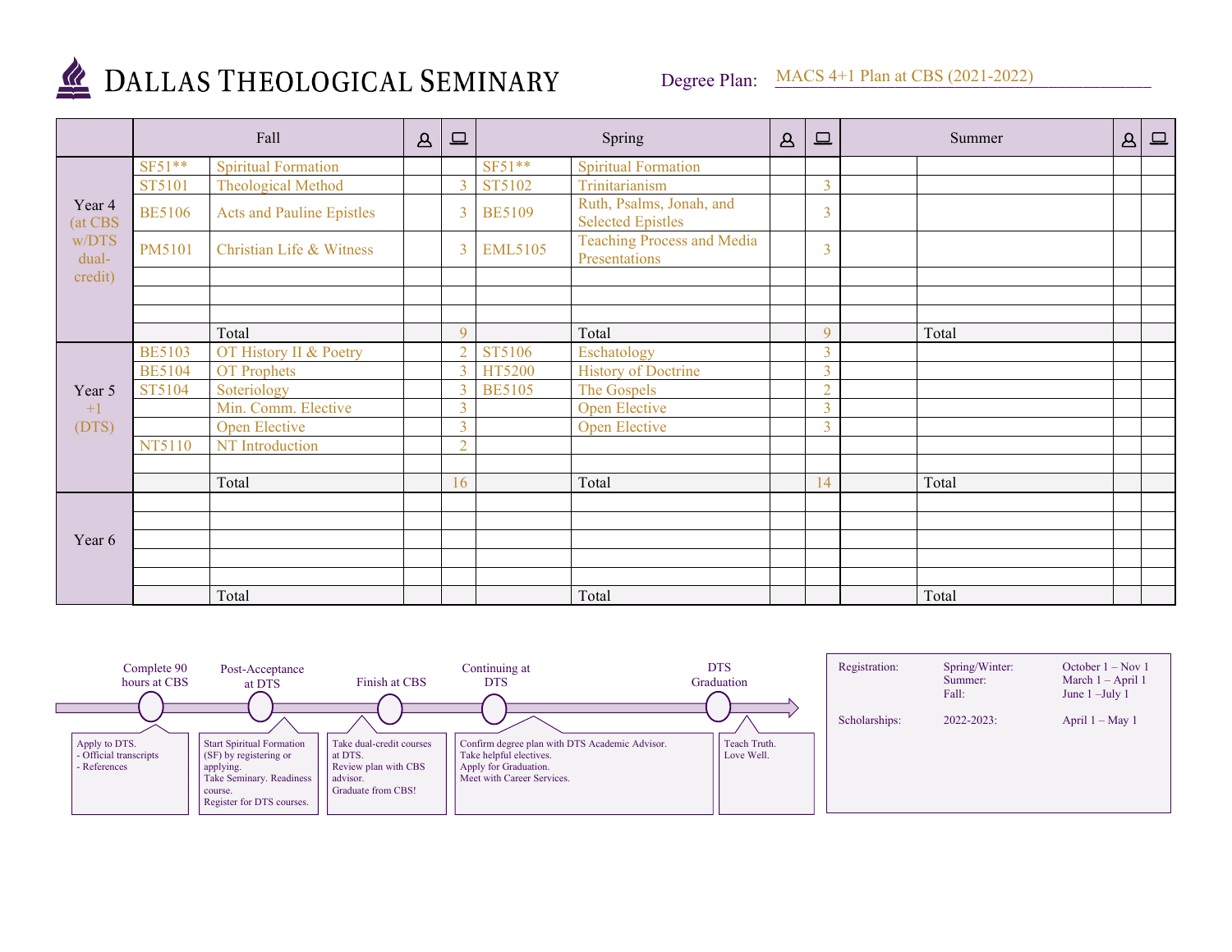# DALLAS THEOLOGICAL SEMINARY

Degree Plan: MACS 4+1 Plan at CBS (2021-2022)

| | Fall | | In-person | Online | Spring | | In-person | Online | Summer | | In-person | Online |
|---|---|---|---|---|---|---|---|---|---|---|---|---|
| Year 4 (at CBS w/DTS dual-credit) | SF51** | Spiritual Formation | | | SF51** | Spiritual Formation | | | | | | |
| | ST5101 | Theological Method | | 3 | ST5102 | Trinitarianism | | 3 | | | | |
| | BE5106 | Acts and Pauline Epistles | | 3 | BE5109 | Ruth, Psalms, Jonah, and Selected Epistles | | 3 | | | | |
| | PM5101 | Christian Life & Witness | | 3 | EML5105 | Teaching Process and Media Presentations | | 3 | | | | |
| | | | | | | | | | | | | |
| | | | | | | | | | | | | |
| | | | | | | | | | | | | |
| | | Total | | 9 | | Total | | 9 | | Total | | |
| Year 5 +1 (DTS) | BE5103 | OT History II & Poetry | | 2 | ST5106 | Eschatology | | 3 | | | | |
| | BE5104 | OT Prophets | | 3 | HT5200 | History of Doctrine | | 3 | | | | |
| | ST5104 | Soteriology | | 3 | BE5105 | The Gospels | | 2 | | | | |
| | | Min. Comm. Elective | | 3 | | Open Elective | | 3 | | | | |
| | | Open Elective | | 3 | | Open Elective | | 3 | | | | |
| | NT5110 | NT Introduction | | 2 | | | | | | | | |
| | | | | | | | | | | | | |
| | | Total | | 16 | | Total | | 14 | | Total | | |
| Year 6 | | | | | | | | | | | | |
| | | | | | | | | | | | | |
| | | | | | | | | | | | | |
| | | | | | | | | | | | | |
| | | | | | | | | | | | | |
| | | Total | | | | Total | | | | Total | | |

Complete 90 hours at CBS → Post-Acceptance at DTS → Finish at CBS → Continuing at DTS → DTS Graduation

**Complete 90 hours at CBS:** Apply to DTS.
- Official transcripts
- References

**Post-Acceptance at DTS:** Start Spiritual Formation (SF) by registering or applying.
Take Seminary. Readiness course.
Register for DTS courses.

**Finish at CBS:** Take dual-credit courses at DTS.
Review plan with CBS advisor.
Graduate from CBS!

**Continuing at DTS:** Confirm degree plan with DTS Academic Advisor.
Take helpful electives.
Apply for Graduation.
Meet with Career Services.

**DTS Graduation:** Teach Truth.
Love Well.

| | | |
|---|---|---|
| Registration: | Spring/Winter: | October 1 – Nov 1 |
| | Summer: | March 1 – April 1 |
| | Fall: | June 1 –July 1 |
| Scholarships: | 2022-2023: | April 1 – May 1 |